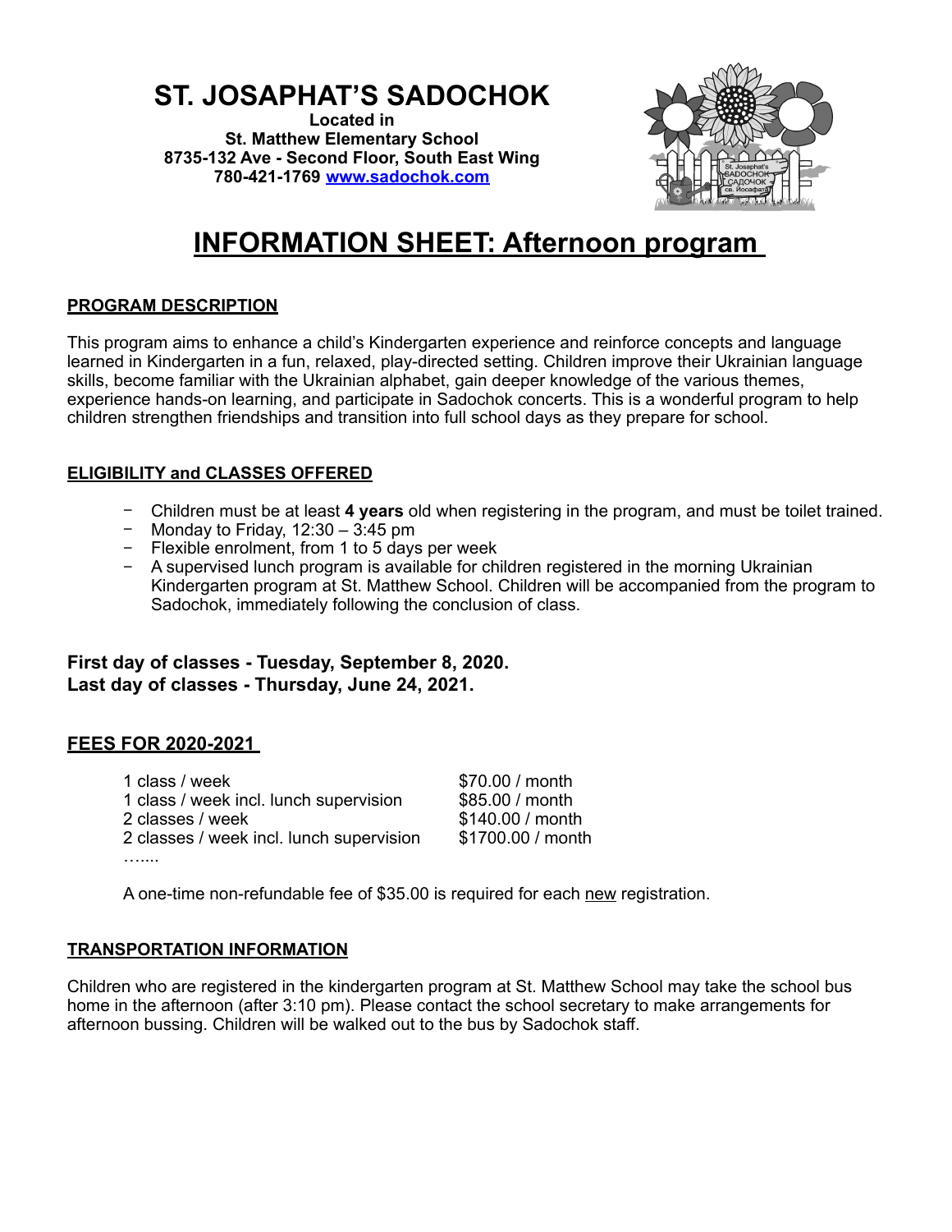# ST. JOSAPHAT'S SADOCHOK

**Located in**
**St. Matthew Elementary School**
**8735-132 Ave - Second Floor, South East Wing**
**780-421-1769 [www.sadochok.com](http://www.sadochok.com)**

# INFORMATION SHEET: Afternoon program

## PROGRAM DESCRIPTION

This program aims to enhance a child's Kindergarten experience and reinforce concepts and language learned in Kindergarten in a fun, relaxed, play-directed setting. Children improve their Ukrainian language skills, become familiar with the Ukrainian alphabet, gain deeper knowledge of the various themes, experience hands-on learning, and participate in Sadochok concerts. This is a wonderful program to help children strengthen friendships and transition into full school days as they prepare for school.

## ELIGIBILITY and CLASSES OFFERED

- Children must be at least **4 years** old when registering in the program, and must be toilet trained.
- Monday to Friday, 12:30 – 3:45 pm
- Flexible enrolment, from 1 to 5 days per week
- A supervised lunch program is available for children registered in the morning Ukrainian Kindergarten program at St. Matthew School. Children will be accompanied from the program to Sadochok, immediately following the conclusion of class.

**First day of classes - Tuesday, September 8, 2020.**
**Last day of classes - Thursday, June 24, 2021.**

## FEES FOR 2020-2021

| | |
|---|---|
| 1 class / week | $70.00 / month |
| 1 class / week incl. lunch supervision | $85.00 / month |
| 2 classes / week | $140.00 / month |
| 2 classes / week incl. lunch supervision | $1700.00 / month |
| ….... | |

A one-time non-refundable fee of $35.00 is required for each new registration.

## TRANSPORTATION INFORMATION

Children who are registered in the kindergarten program at St. Matthew School may take the school bus home in the afternoon (after 3:10 pm). Please contact the school secretary to make arrangements for afternoon bussing. Children will be walked out to the bus by Sadochok staff.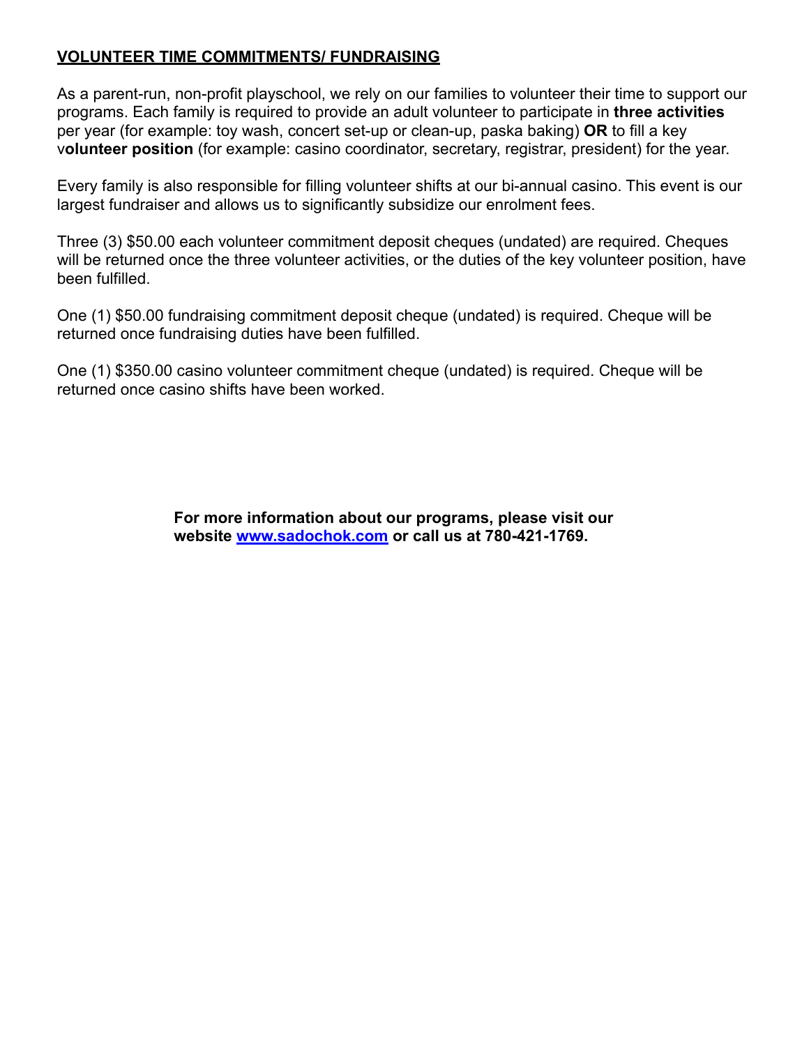## VOLUNTEER TIME COMMITMENTS/ FUNDRAISING

As a parent-run, non-profit playschool, we rely on our families to volunteer their time to support our programs. Each family is required to provide an adult volunteer to participate in **three activities** per year (for example: toy wash, concert set-up or clean-up, paska baking) **OR** to fill a key v**olunteer position** (for example: casino coordinator, secretary, registrar, president) for the year.

Every family is also responsible for filling volunteer shifts at our bi-annual casino. This event is our largest fundraiser and allows us to significantly subsidize our enrolment fees.

Three (3) $50.00 each volunteer commitment deposit cheques (undated) are required. Cheques will be returned once the three volunteer activities, or the duties of the key volunteer position, have been fulfilled.

One (1) $50.00 fundraising commitment deposit cheque (undated) is required. Cheque will be returned once fundraising duties have been fulfilled.

One (1) $350.00 casino volunteer commitment cheque (undated) is required. Cheque will be returned once casino shifts have been worked.

**For more information about our programs, please visit our website [www.sadochok.com](http://www.sadochok.com) or call us at 780-421-1769.**